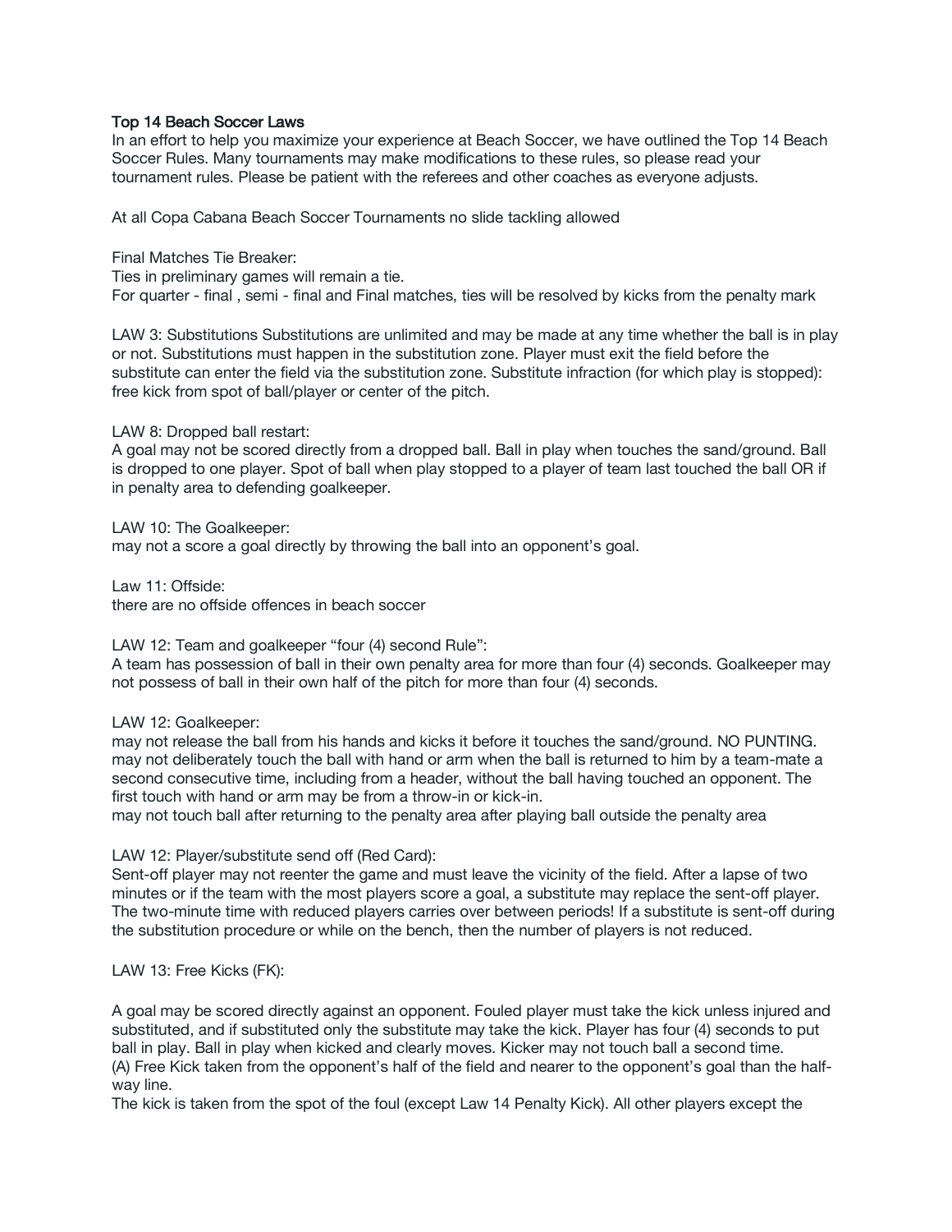# Top 14 Beach Soccer Laws

In an effort to help you maximize your experience at Beach Soccer, we have outlined the Top 14 Beach Soccer Rules. Many tournaments may make modifications to these rules, so please read your tournament rules. Please be patient with the referees and other coaches as everyone adjusts.

At all Copa Cabana Beach Soccer Tournaments no slide tackling allowed

Final Matches Tie Breaker:
Ties in preliminary games will remain a tie.
For quarter - final , semi - final and Final matches, ties will be resolved by kicks from the penalty mark

LAW 3: Substitutions Substitutions are unlimited and may be made at any time whether the ball is in play or not. Substitutions must happen in the substitution zone. Player must exit the field before the substitute can enter the field via the substitution zone. Substitute infraction (for which play is stopped): free kick from spot of ball/player or center of the pitch.

LAW 8: Dropped ball restart:
A goal may not be scored directly from a dropped ball. Ball in play when touches the sand/ground. Ball is dropped to one player. Spot of ball when play stopped to a player of team last touched the ball OR if in penalty area to defending goalkeeper.

LAW 10: The Goalkeeper:
may not a score a goal directly by throwing the ball into an opponent's goal.

Law 11: Offside:
there are no offside offences in beach soccer

LAW 12: Team and goalkeeper "four (4) second Rule":
A team has possession of ball in their own penalty area for more than four (4) seconds. Goalkeeper may not possess of ball in their own half of the pitch for more than four (4) seconds.

LAW 12: Goalkeeper:
may not release the ball from his hands and kicks it before it touches the sand/ground. NO PUNTING.
may not deliberately touch the ball with hand or arm when the ball is returned to him by a team-mate a second consecutive time, including from a header, without the ball having touched an opponent. The first touch with hand or arm may be from a throw-in or kick-in.
may not touch ball after returning to the penalty area after playing ball outside the penalty area

LAW 12: Player/substitute send off (Red Card):
Sent-off player may not reenter the game and must leave the vicinity of the field. After a lapse of two minutes or if the team with the most players score a goal, a substitute may replace the sent-off player. The two-minute time with reduced players carries over between periods! If a substitute is sent-off during the substitution procedure or while on the bench, then the number of players is not reduced.

LAW 13: Free Kicks (FK):

A goal may be scored directly against an opponent. Fouled player must take the kick unless injured and substituted, and if substituted only the substitute may take the kick. Player has four (4) seconds to put ball in play. Ball in play when kicked and clearly moves. Kicker may not touch ball a second time.
(A) Free Kick taken from the opponent's half of the field and nearer to the opponent's goal than the half-way line.
The kick is taken from the spot of the foul (except Law 14 Penalty Kick). All other players except the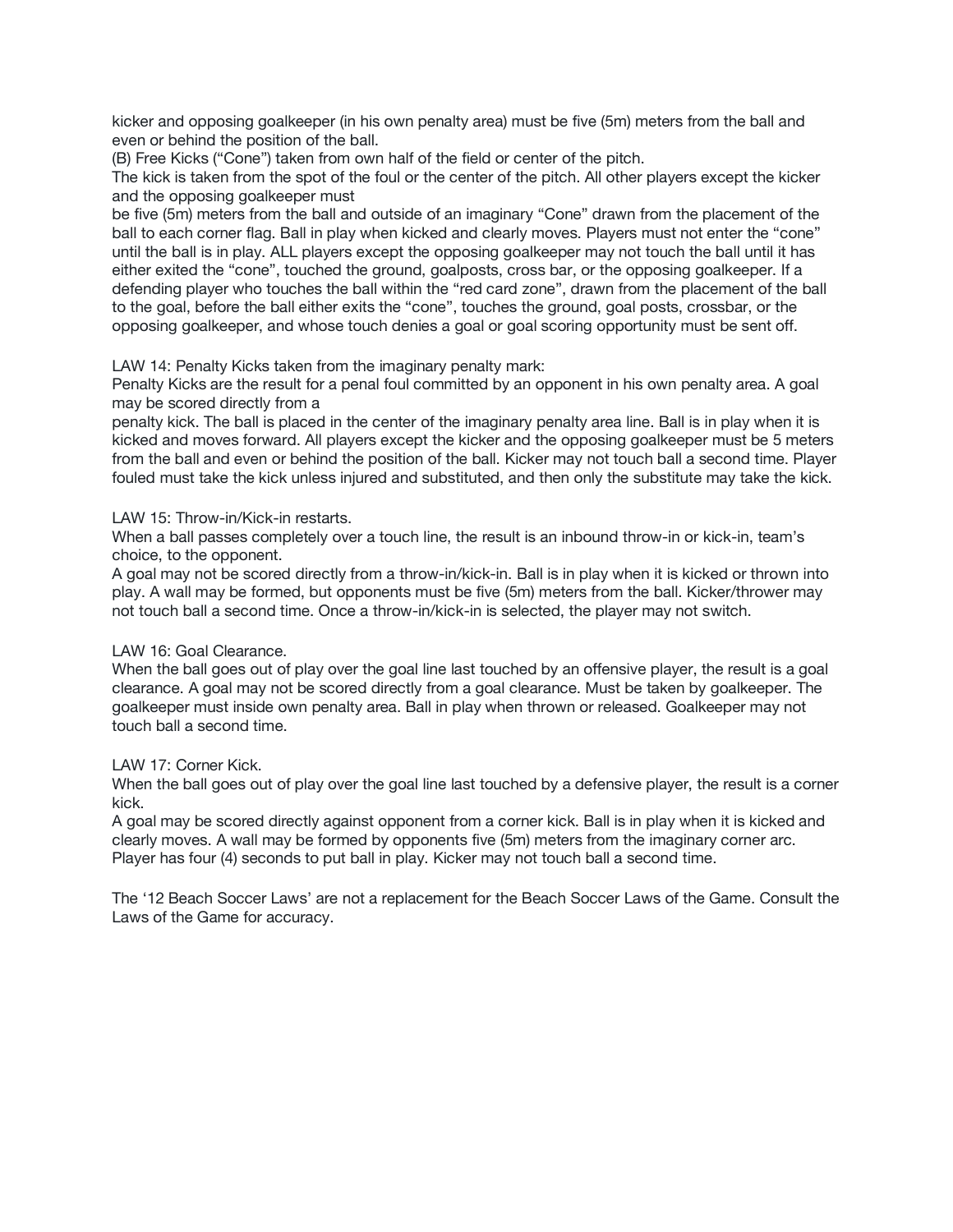kicker and opposing goalkeeper (in his own penalty area) must be five (5m) meters from the ball and even or behind the position of the ball.

(B) Free Kicks ("Cone") taken from own half of the field or center of the pitch.

The kick is taken from the spot of the foul or the center of the pitch. All other players except the kicker and the opposing goalkeeper must be five (5m) meters from the ball and outside of an imaginary "Cone" drawn from the placement of the ball to each corner flag. Ball in play when kicked and clearly moves. Players must not enter the "cone" until the ball is in play. ALL players except the opposing goalkeeper may not touch the ball until it has either exited the "cone", touched the ground, goalposts, cross bar, or the opposing goalkeeper. If a defending player who touches the ball within the "red card zone", drawn from the placement of the ball to the goal, before the ball either exits the "cone", touches the ground, goal posts, crossbar, or the opposing goalkeeper, and whose touch denies a goal or goal scoring opportunity must be sent off.

LAW 14: Penalty Kicks taken from the imaginary penalty mark:

Penalty Kicks are the result for a penal foul committed by an opponent in his own penalty area. A goal may be scored directly from a penalty kick. The ball is placed in the center of the imaginary penalty area line. Ball is in play when it is kicked and moves forward. All players except the kicker and the opposing goalkeeper must be 5 meters from the ball and even or behind the position of the ball. Kicker may not touch ball a second time. Player fouled must take the kick unless injured and substituted, and then only the substitute may take the kick.

LAW 15: Throw-in/Kick-in restarts.

When a ball passes completely over a touch line, the result is an inbound throw-in or kick-in, team's choice, to the opponent.

A goal may not be scored directly from a throw-in/kick-in. Ball is in play when it is kicked or thrown into play. A wall may be formed, but opponents must be five (5m) meters from the ball. Kicker/thrower may not touch ball a second time. Once a throw-in/kick-in is selected, the player may not switch.

LAW 16: Goal Clearance.

When the ball goes out of play over the goal line last touched by an offensive player, the result is a goal clearance. A goal may not be scored directly from a goal clearance. Must be taken by goalkeeper. The goalkeeper must inside own penalty area. Ball in play when thrown or released. Goalkeeper may not touch ball a second time.

LAW 17: Corner Kick.

When the ball goes out of play over the goal line last touched by a defensive player, the result is a corner kick.

A goal may be scored directly against opponent from a corner kick. Ball is in play when it is kicked and clearly moves. A wall may be formed by opponents five (5m) meters from the imaginary corner arc. Player has four (4) seconds to put ball in play. Kicker may not touch ball a second time.

The '12 Beach Soccer Laws' are not a replacement for the Beach Soccer Laws of the Game. Consult the Laws of the Game for accuracy.